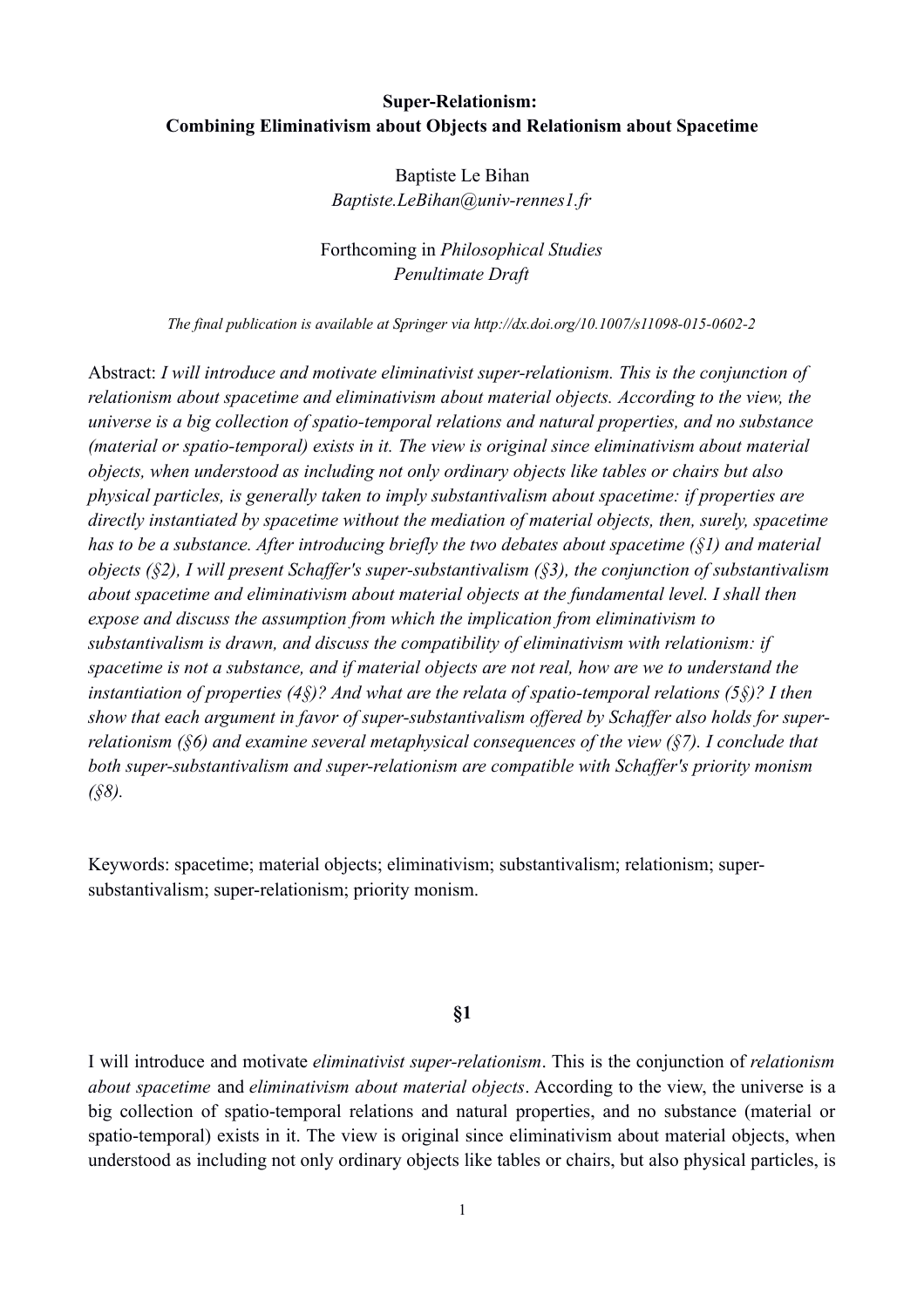**Super-Relationism:**
**Combining Eliminativism about Objects and Relationism about Spacetime**

Baptiste Le Bihan
*Baptiste.LeBihan@univ-rennes1.fr*

Forthcoming in *Philosophical Studies*
*Penultimate Draft*

*The final publication is available at Springer via http://dx.doi.org/10.1007/s11098-015-0602-2*

Abstract: *I will introduce and motivate eliminativist super-relationism. This is the conjunction of relationism about spacetime and eliminativism about material objects. According to the view, the universe is a big collection of spatio-temporal relations and natural properties, and no substance (material or spatio-temporal) exists in it. The view is original since eliminativism about material objects, when understood as including not only ordinary objects like tables or chairs but also physical particles, is generally taken to imply substantivalism about spacetime: if properties are directly instantiated by spacetime without the mediation of material objects, then, surely, spacetime has to be a substance. After introducing briefly the two debates about spacetime (§1) and material objects (§2), I will present Schaffer's super-substantivalism (§3), the conjunction of substantivalism about spacetime and eliminativism about material objects at the fundamental level. I shall then expose and discuss the assumption from which the implication from eliminativism to substantivalism is drawn, and discuss the compatibility of eliminativism with relationism: if spacetime is not a substance, and if material objects are not real, how are we to understand the instantiation of properties (4§)? And what are the relata of spatio-temporal relations (5§)? I then show that each argument in favor of super-substantivalism offered by Schaffer also holds for super-relationism (§6) and examine several metaphysical consequences of the view (§7). I conclude that both super-substantivalism and super-relationism are compatible with Schaffer's priority monism (§8).*

Keywords: spacetime; material objects; eliminativism; substantivalism; relationism; super-substantivalism; super-relationism; priority monism.

## §1

I will introduce and motivate *eliminativist super-relationism*. This is the conjunction of *relationism about spacetime* and *eliminativism about material objects*. According to the view, the universe is a big collection of spatio-temporal relations and natural properties, and no substance (material or spatio-temporal) exists in it. The view is original since eliminativism about material objects, when understood as including not only ordinary objects like tables or chairs, but also physical particles, is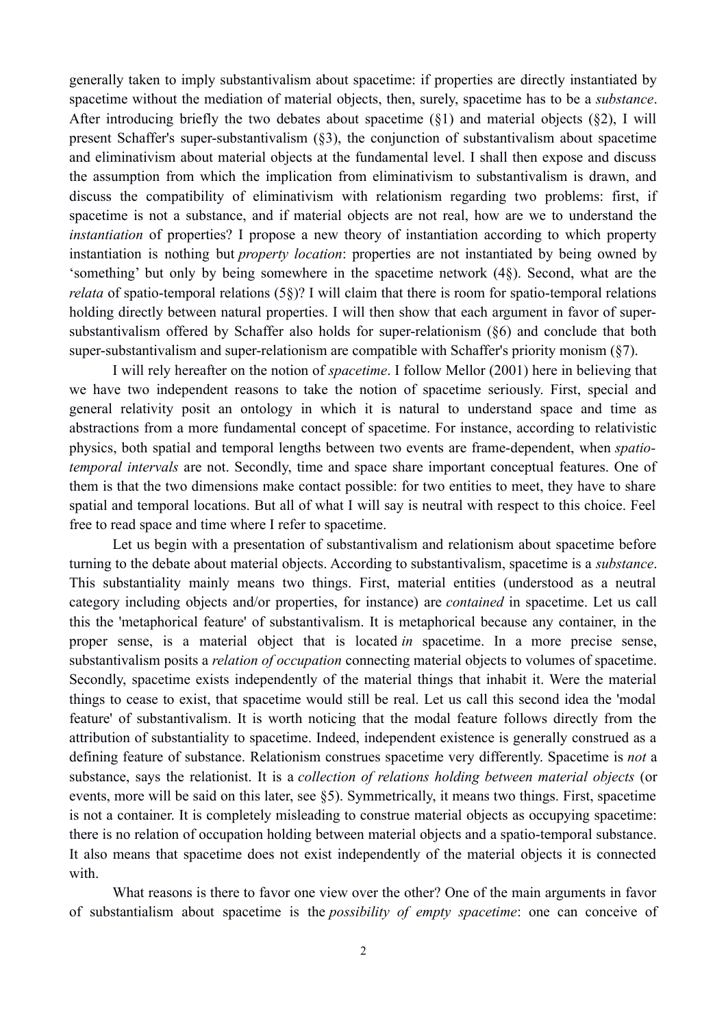generally taken to imply substantivalism about spacetime: if properties are directly instantiated by spacetime without the mediation of material objects, then, surely, spacetime has to be a *substance*. After introducing briefly the two debates about spacetime (§1) and material objects (§2), I will present Schaffer's super-substantivalism (§3), the conjunction of substantivalism about spacetime and eliminativism about material objects at the fundamental level. I shall then expose and discuss the assumption from which the implication from eliminativism to substantivalism is drawn, and discuss the compatibility of eliminativism with relationism regarding two problems: first, if spacetime is not a substance, and if material objects are not real, how are we to understand the *instantiation* of properties? I propose a new theory of instantiation according to which property instantiation is nothing but *property location*: properties are not instantiated by being owned by 'something' but only by being somewhere in the spacetime network (4§). Second, what are the *relata* of spatio-temporal relations (5§)? I will claim that there is room for spatio-temporal relations holding directly between natural properties. I will then show that each argument in favor of super-substantivalism offered by Schaffer also holds for super-relationism (§6) and conclude that both super-substantivalism and super-relationism are compatible with Schaffer's priority monism (§7).

I will rely hereafter on the notion of *spacetime*. I follow Mellor (2001) here in believing that we have two independent reasons to take the notion of spacetime seriously. First, special and general relativity posit an ontology in which it is natural to understand space and time as abstractions from a more fundamental concept of spacetime. For instance, according to relativistic physics, both spatial and temporal lengths between two events are frame-dependent, when *spatio-temporal intervals* are not. Secondly, time and space share important conceptual features. One of them is that the two dimensions make contact possible: for two entities to meet, they have to share spatial and temporal locations. But all of what I will say is neutral with respect to this choice. Feel free to read space and time where I refer to spacetime.

Let us begin with a presentation of substantivalism and relationism about spacetime before turning to the debate about material objects. According to substantivalism, spacetime is a *substance*. This substantiality mainly means two things. First, material entities (understood as a neutral category including objects and/or properties, for instance) are *contained* in spacetime. Let us call this the 'metaphorical feature' of substantivalism. It is metaphorical because any container, in the proper sense, is a material object that is located *in* spacetime. In a more precise sense, substantivalism posits a *relation of occupation* connecting material objects to volumes of spacetime. Secondly, spacetime exists independently of the material things that inhabit it. Were the material things to cease to exist, that spacetime would still be real. Let us call this second idea the 'modal feature' of substantivalism. It is worth noticing that the modal feature follows directly from the attribution of substantiality to spacetime. Indeed, independent existence is generally construed as a defining feature of substance. Relationism construes spacetime very differently. Spacetime is *not* a substance, says the relationist. It is a *collection of relations holding between material objects* (or events, more will be said on this later, see §5). Symmetrically, it means two things. First, spacetime is not a container. It is completely misleading to construe material objects as occupying spacetime: there is no relation of occupation holding between material objects and a spatio-temporal substance. It also means that spacetime does not exist independently of the material objects it is connected with.

What reasons is there to favor one view over the other? One of the main arguments in favor of substantialism about spacetime is the *possibility of empty spacetime*: one can conceive of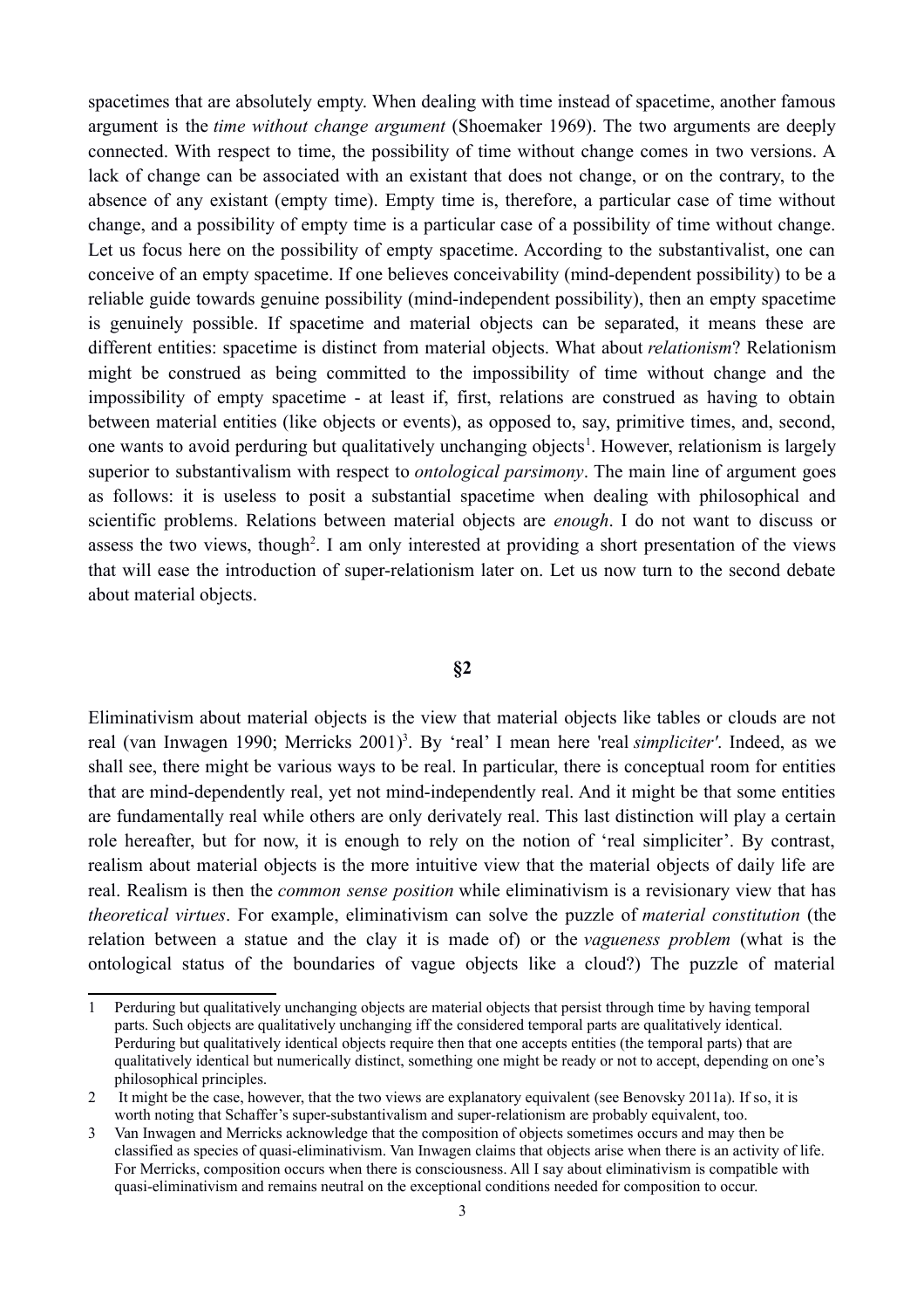spacetimes that are absolutely empty. When dealing with time instead of spacetime, another famous argument is the *time without change argument* (Shoemaker 1969). The two arguments are deeply connected. With respect to time, the possibility of time without change comes in two versions. A lack of change can be associated with an existant that does not change, or on the contrary, to the absence of any existant (empty time). Empty time is, therefore, a particular case of time without change, and a possibility of empty time is a particular case of a possibility of time without change. Let us focus here on the possibility of empty spacetime. According to the substantivalist, one can conceive of an empty spacetime. If one believes conceivability (mind-dependent possibility) to be a reliable guide towards genuine possibility (mind-independent possibility), then an empty spacetime is genuinely possible. If spacetime and material objects can be separated, it means these are different entities: spacetime is distinct from material objects. What about *relationism*? Relationism might be construed as being committed to the impossibility of time without change and the impossibility of empty spacetime - at least if, first, relations are construed as having to obtain between material entities (like objects or events), as opposed to, say, primitive times, and, second, one wants to avoid perduring but qualitatively unchanging objects[1]. However, relationism is largely superior to substantivalism with respect to *ontological parsimony*. The main line of argument goes as follows: it is useless to posit a substantial spacetime when dealing with philosophical and scientific problems. Relations between material objects are *enough*. I do not want to discuss or assess the two views, though[2]. I am only interested at providing a short presentation of the views that will ease the introduction of super-relationism later on. Let us now turn to the second debate about material objects.

## §2

Eliminativism about material objects is the view that material objects like tables or clouds are not real (van Inwagen 1990; Merricks 2001)[3]. By 'real' I mean here 'real *simpliciter'*. Indeed, as we shall see, there might be various ways to be real. In particular, there is conceptual room for entities that are mind-dependently real, yet not mind-independently real. And it might be that some entities are fundamentally real while others are only derivately real. This last distinction will play a certain role hereafter, but for now, it is enough to rely on the notion of 'real simpliciter'. By contrast, realism about material objects is the more intuitive view that the material objects of daily life are real. Realism is then the *common sense position* while eliminativism is a revisionary view that has *theoretical virtues*. For example, eliminativism can solve the puzzle of *material constitution* (the relation between a statue and the clay it is made of) or the *vagueness problem* (what is the ontological status of the boundaries of vague objects like a cloud?) The puzzle of material

---

1 Perduring but qualitatively unchanging objects are material objects that persist through time by having temporal parts. Such objects are qualitatively unchanging iff the considered temporal parts are qualitatively identical. Perduring but qualitatively identical objects require then that one accepts entities (the temporal parts) that are qualitatively identical but numerically distinct, something one might be ready or not to accept, depending on one's philosophical principles.

2 It might be the case, however, that the two views are explanatory equivalent (see Benovsky 2011a). If so, it is worth noting that Schaffer's super-substantivalism and super-relationism are probably equivalent, too.

3 Van Inwagen and Merricks acknowledge that the composition of objects sometimes occurs and may then be classified as species of quasi-eliminativism. Van Inwagen claims that objects arise when there is an activity of life. For Merricks, composition occurs when there is consciousness. All I say about eliminativism is compatible with quasi-eliminativism and remains neutral on the exceptional conditions needed for composition to occur.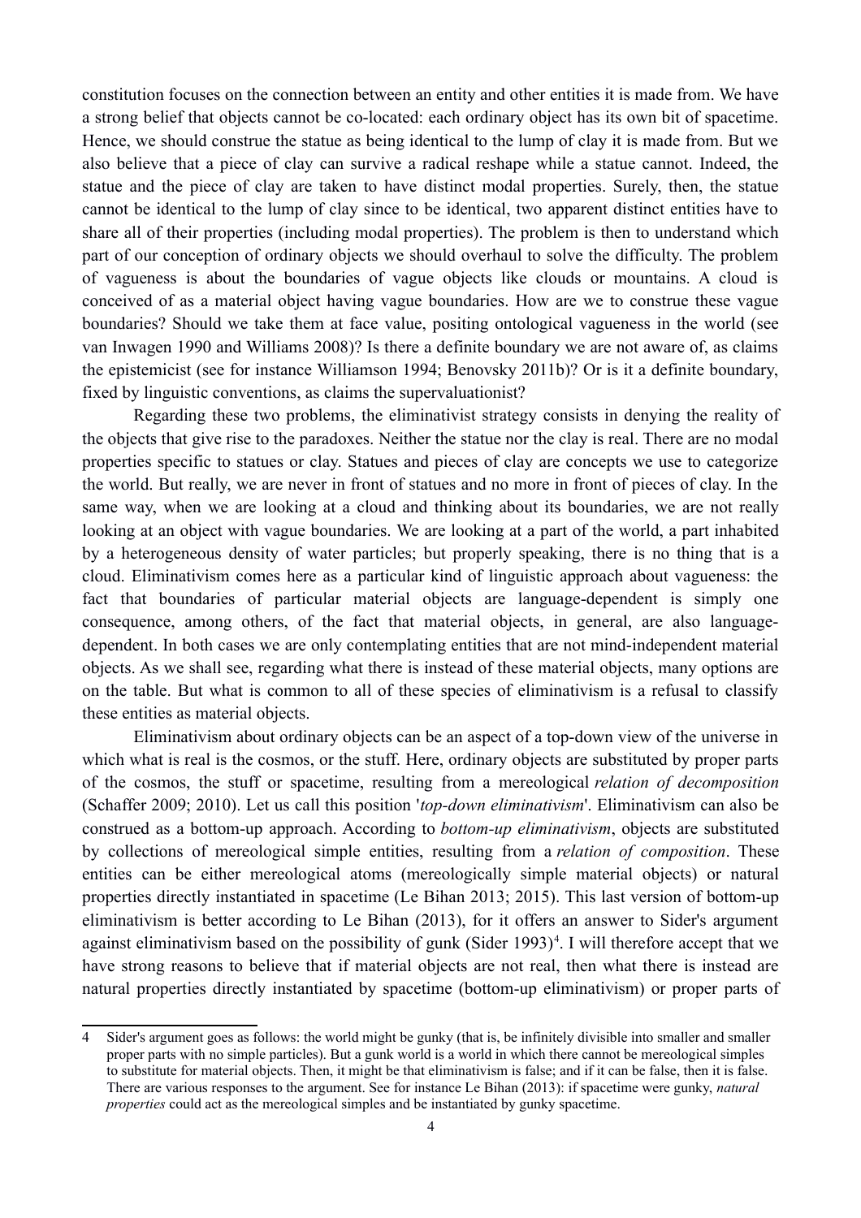constitution focuses on the connection between an entity and other entities it is made from. We have a strong belief that objects cannot be co-located: each ordinary object has its own bit of spacetime. Hence, we should construe the statue as being identical to the lump of clay it is made from. But we also believe that a piece of clay can survive a radical reshape while a statue cannot. Indeed, the statue and the piece of clay are taken to have distinct modal properties. Surely, then, the statue cannot be identical to the lump of clay since to be identical, two apparent distinct entities have to share all of their properties (including modal properties). The problem is then to understand which part of our conception of ordinary objects we should overhaul to solve the difficulty. The problem of vagueness is about the boundaries of vague objects like clouds or mountains. A cloud is conceived of as a material object having vague boundaries. How are we to construe these vague boundaries? Should we take them at face value, positing ontological vagueness in the world (see van Inwagen 1990 and Williams 2008)? Is there a definite boundary we are not aware of, as claims the epistemicist (see for instance Williamson 1994; Benovsky 2011b)? Or is it a definite boundary, fixed by linguistic conventions, as claims the supervaluationist?

Regarding these two problems, the eliminativist strategy consists in denying the reality of the objects that give rise to the paradoxes. Neither the statue nor the clay is real. There are no modal properties specific to statues or clay. Statues and pieces of clay are concepts we use to categorize the world. But really, we are never in front of statues and no more in front of pieces of clay. In the same way, when we are looking at a cloud and thinking about its boundaries, we are not really looking at an object with vague boundaries. We are looking at a part of the world, a part inhabited by a heterogeneous density of water particles; but properly speaking, there is no thing that is a cloud. Eliminativism comes here as a particular kind of linguistic approach about vagueness: the fact that boundaries of particular material objects are language-dependent is simply one consequence, among others, of the fact that material objects, in general, are also language-dependent. In both cases we are only contemplating entities that are not mind-independent material objects. As we shall see, regarding what there is instead of these material objects, many options are on the table. But what is common to all of these species of eliminativism is a refusal to classify these entities as material objects.

Eliminativism about ordinary objects can be an aspect of a top-down view of the universe in which what is real is the cosmos, or the stuff. Here, ordinary objects are substituted by proper parts of the cosmos, the stuff or spacetime, resulting from a mereological *relation of decomposition* (Schaffer 2009; 2010). Let us call this position '*top-down eliminativism*'. Eliminativism can also be construed as a bottom-up approach. According to *bottom-up eliminativism*, objects are substituted by collections of mereological simple entities, resulting from a *relation of composition*. These entities can be either mereological atoms (mereologically simple material objects) or natural properties directly instantiated in spacetime (Le Bihan 2013; 2015). This last version of bottom-up eliminativism is better according to Le Bihan (2013), for it offers an answer to Sider's argument against eliminativism based on the possibility of gunk (Sider 1993)[4]. I will therefore accept that we have strong reasons to believe that if material objects are not real, then what there is instead are natural properties directly instantiated by spacetime (bottom-up eliminativism) or proper parts of

---

4 Sider's argument goes as follows: the world might be gunky (that is, be infinitely divisible into smaller and smaller proper parts with no simple particles). But a gunk world is a world in which there cannot be mereological simples to substitute for material objects. Then, it might be that eliminativism is false; and if it can be false, then it is false. There are various responses to the argument. See for instance Le Bihan (2013): if spacetime were gunky, *natural properties* could act as the mereological simples and be instantiated by gunky spacetime.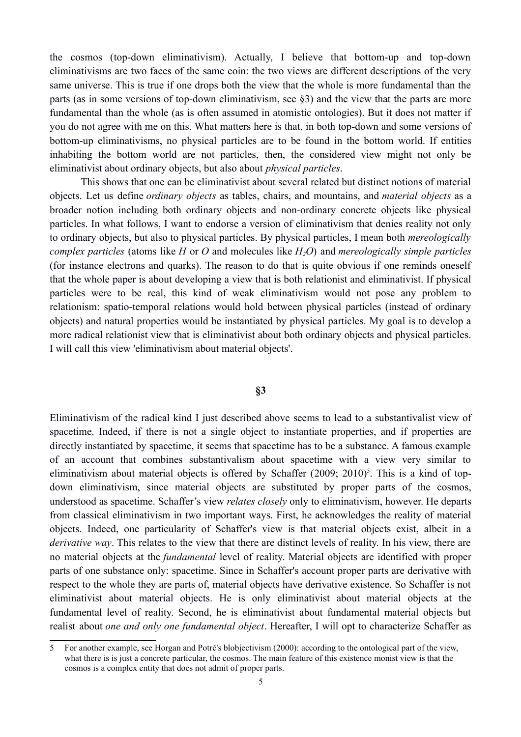the cosmos (top-down eliminativism). Actually, I believe that bottom-up and top-down eliminativisms are two faces of the same coin: the two views are different descriptions of the very same universe. This is true if one drops both the view that the whole is more fundamental than the parts (as in some versions of top-down eliminativism, see §3) and the view that the parts are more fundamental than the whole (as is often assumed in atomistic ontologies). But it does not matter if you do not agree with me on this. What matters here is that, in both top-down and some versions of bottom-up eliminativisms, no physical particles are to be found in the bottom world. If entities inhabiting the bottom world are not particles, then, the considered view might not only be eliminativist about ordinary objects, but also about *physical particles*.

This shows that one can be eliminativist about several related but distinct notions of material objects. Let us define *ordinary objects* as tables, chairs, and mountains, and *material objects* as a broader notion including both ordinary objects and non-ordinary concrete objects like physical particles. In what follows, I want to endorse a version of eliminativism that denies reality not only to ordinary objects, but also to physical particles. By physical particles, I mean both *mereologically complex particles* (atoms like *H* or *O* and molecules like $H_2O$) and *mereologically simple particles* (for instance electrons and quarks). The reason to do that is quite obvious if one reminds oneself that the whole paper is about developing a view that is both relationist and eliminativist. If physical particles were to be real, this kind of weak eliminativism would not pose any problem to relationism: spatio-temporal relations would hold between physical particles (instead of ordinary objects) and natural properties would be instantiated by physical particles. My goal is to develop a more radical relationist view that is eliminativist about both ordinary objects and physical particles. I will call this view 'eliminativism about material objects'.

## §3

Eliminativism of the radical kind I just described above seems to lead to a substantivalist view of spacetime. Indeed, if there is not a single object to instantiate properties, and if properties are directly instantiated by spacetime, it seems that spacetime has to be a substance. A famous example of an account that combines substantivalism about spacetime with a view very similar to eliminativism about material objects is offered by Schaffer (2009; 2010)[5]. This is a kind of top-down eliminativism, since material objects are substituted by proper parts of the cosmos, understood as spacetime. Schaffer's view *relates closely* only to eliminativism, however. He departs from classical eliminativism in two important ways. First, he acknowledges the reality of material objects. Indeed, one particularity of Schaffer's view is that material objects exist, albeit in a *derivative way*. This relates to the view that there are distinct levels of reality. In his view, there are no material objects at the *fundamental* level of reality. Material objects are identified with proper parts of one substance only: spacetime. Since in Schaffer's account proper parts are derivative with respect to the whole they are parts of, material objects have derivative existence. So Schaffer is not eliminativist about material objects. He is only eliminativist about material objects at the fundamental level of reality. Second, he is eliminativist about fundamental material objects but realist about *one and only one fundamental object*. Hereafter, I will opt to characterize Schaffer as

---

[5] For another example, see Horgan and Potrč's blobjectivism (2000): according to the ontological part of the view, what there is is just a concrete particular, the cosmos. The main feature of this existence monist view is that the cosmos is a complex entity that does not admit of proper parts.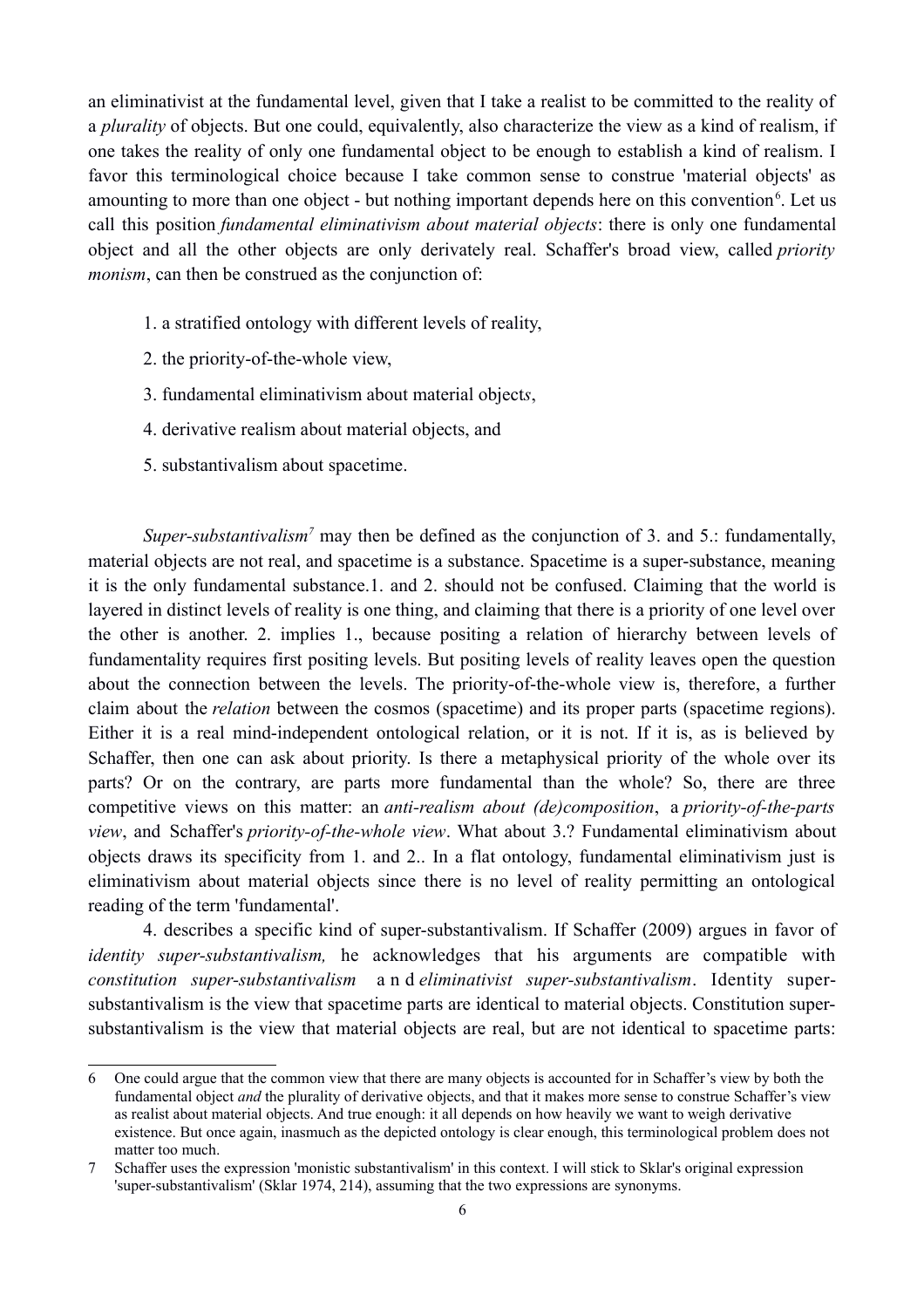an eliminativist at the fundamental level, given that I take a realist to be committed to the reality of a *plurality* of objects. But one could, equivalently, also characterize the view as a kind of realism, if one takes the reality of only one fundamental object to be enough to establish a kind of realism. I favor this terminological choice because I take common sense to construe 'material objects' as amounting to more than one object - but nothing important depends here on this convention[6]. Let us call this position *fundamental eliminativism about material objects*: there is only one fundamental object and all the other objects are only derivately real. Schaffer's broad view, called *priority monism*, can then be construed as the conjunction of:

1. a stratified ontology with different levels of reality,
2. the priority-of-the-whole view,
3. fundamental eliminativism about material object*s*,
4. derivative realism about material objects, and
5. substantivalism about spacetime.

*Super-substantivalism*[7] may then be defined as the conjunction of 3. and 5.: fundamentally, material objects are not real, and spacetime is a substance. Spacetime is a super-substance, meaning it is the only fundamental substance.1. and 2. should not be confused. Claiming that the world is layered in distinct levels of reality is one thing, and claiming that there is a priority of one level over the other is another. 2. implies 1., because positing a relation of hierarchy between levels of fundamentality requires first positing levels. But positing levels of reality leaves open the question about the connection between the levels. The priority-of-the-whole view is, therefore, a further claim about the *relation* between the cosmos (spacetime) and its proper parts (spacetime regions). Either it is a real mind-independent ontological relation, or it is not. If it is, as is believed by Schaffer, then one can ask about priority. Is there a metaphysical priority of the whole over its parts? Or on the contrary, are parts more fundamental than the whole? So, there are three competitive views on this matter: an *anti-realism about (de)composition*, a *priority-of-the-parts view*, and Schaffer's *priority-of-the-whole view*. What about 3.? Fundamental eliminativism about objects draws its specificity from 1. and 2.. In a flat ontology, fundamental eliminativism just is eliminativism about material objects since there is no level of reality permitting an ontological reading of the term 'fundamental'.

4. describes a specific kind of super-substantivalism. If Schaffer (2009) argues in favor of *identity super-substantivalism,* he acknowledges that his arguments are compatible with *constitution super-substantivalism* and *eliminativist super-substantivalism*. Identity super-substantivalism is the view that spacetime parts are identical to material objects. Constitution super-substantivalism is the view that material objects are real, but are not identical to spacetime parts:

6 One could argue that the common view that there are many objects is accounted for in Schaffer's view by both the fundamental object *and* the plurality of derivative objects, and that it makes more sense to construe Schaffer's view as realist about material objects. And true enough: it all depends on how heavily we want to weigh derivative existence. But once again, inasmuch as the depicted ontology is clear enough, this terminological problem does not matter too much.

7 Schaffer uses the expression 'monistic substantivalism' in this context. I will stick to Sklar's original expression 'super-substantivalism' (Sklar 1974, 214), assuming that the two expressions are synonyms.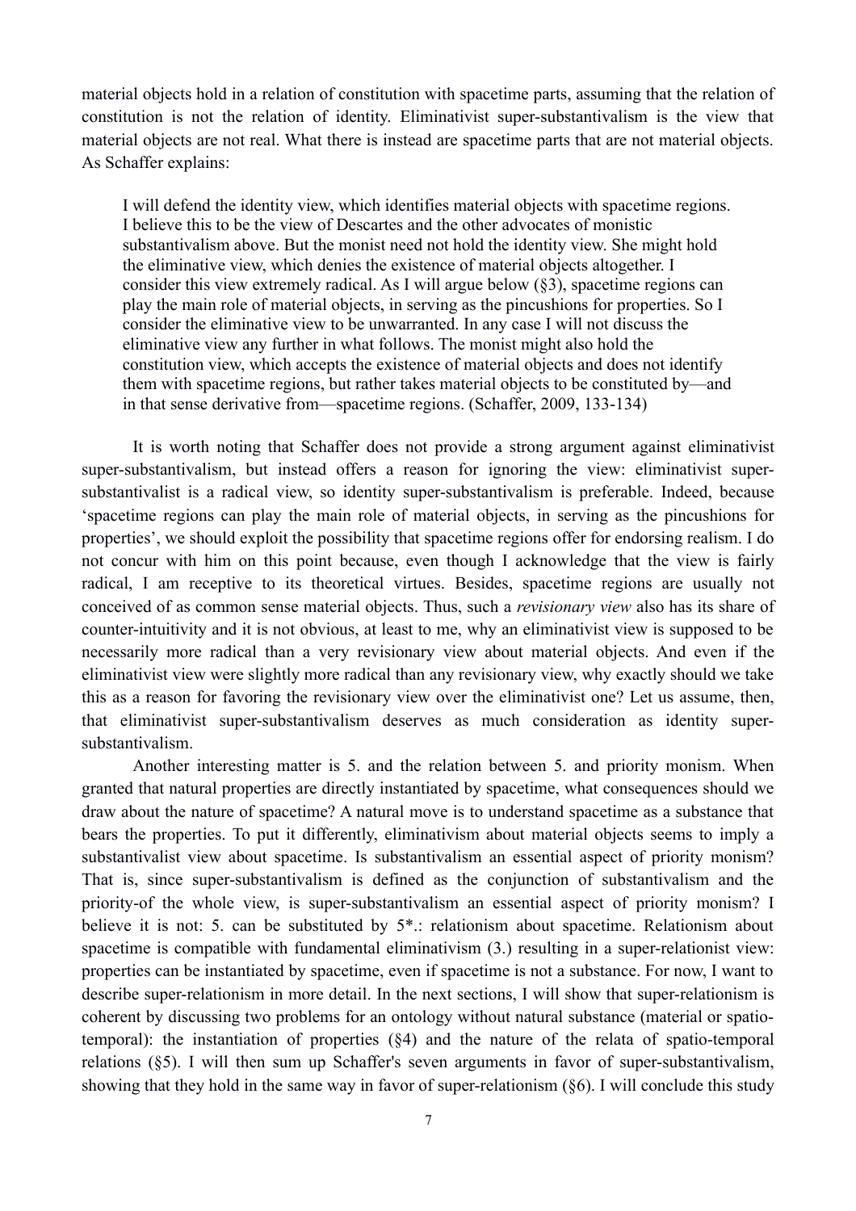material objects hold in a relation of constitution with spacetime parts, assuming that the relation of constitution is not the relation of identity. Eliminativist super-substantivalism is the view that material objects are not real. What there is instead are spacetime parts that are not material objects. As Schaffer explains:

> I will defend the identity view, which identifies material objects with spacetime regions. I believe this to be the view of Descartes and the other advocates of monistic substantivalism above. But the monist need not hold the identity view. She might hold the eliminative view, which denies the existence of material objects altogether. I consider this view extremely radical. As I will argue below (§3), spacetime regions can play the main role of material objects, in serving as the pincushions for properties. So I consider the eliminative view to be unwarranted. In any case I will not discuss the eliminative view any further in what follows. The monist might also hold the constitution view, which accepts the existence of material objects and does not identify them with spacetime regions, but rather takes material objects to be constituted by—and in that sense derivative from—spacetime regions. (Schaffer, 2009, 133-134)

It is worth noting that Schaffer does not provide a strong argument against eliminativist super-substantivalism, but instead offers a reason for ignoring the view: eliminativist super-substantivalist is a radical view, so identity super-substantivalism is preferable. Indeed, because 'spacetime regions can play the main role of material objects, in serving as the pincushions for properties', we should exploit the possibility that spacetime regions offer for endorsing realism. I do not concur with him on this point because, even though I acknowledge that the view is fairly radical, I am receptive to its theoretical virtues. Besides, spacetime regions are usually not conceived of as common sense material objects. Thus, such a *revisionary view* also has its share of counter-intuitivity and it is not obvious, at least to me, why an eliminativist view is supposed to be necessarily more radical than a very revisionary view about material objects. And even if the eliminativist view were slightly more radical than any revisionary view, why exactly should we take this as a reason for favoring the revisionary view over the eliminativist one? Let us assume, then, that eliminativist super-substantivalism deserves as much consideration as identity super-substantivalism.

Another interesting matter is 5. and the relation between 5. and priority monism. When granted that natural properties are directly instantiated by spacetime, what consequences should we draw about the nature of spacetime? A natural move is to understand spacetime as a substance that bears the properties. To put it differently, eliminativism about material objects seems to imply a substantivalist view about spacetime. Is substantivalism an essential aspect of priority monism? That is, since super-substantivalism is defined as the conjunction of substantivalism and the priority-of the whole view, is super-substantivalism an essential aspect of priority monism? I believe it is not: 5. can be substituted by 5*.: relationism about spacetime. Relationism about spacetime is compatible with fundamental eliminativism (3.) resulting in a super-relationist view: properties can be instantiated by spacetime, even if spacetime is not a substance. For now, I want to describe super-relationism in more detail. In the next sections, I will show that super-relationism is coherent by discussing two problems for an ontology without natural substance (material or spatio-temporal): the instantiation of properties (§4) and the nature of the relata of spatio-temporal relations (§5). I will then sum up Schaffer's seven arguments in favor of super-substantivalism, showing that they hold in the same way in favor of super-relationism (§6). I will conclude this study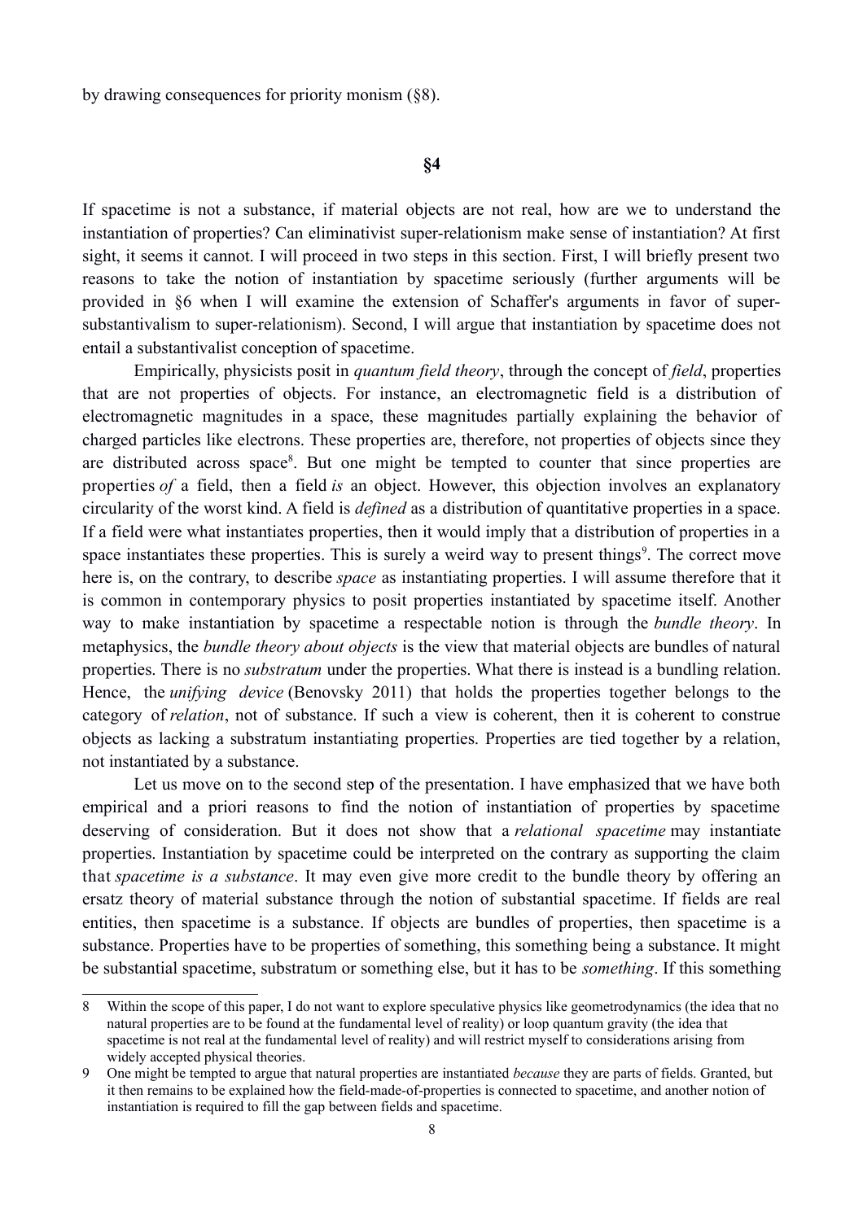by drawing consequences for priority monism (§8).

## §4

If spacetime is not a substance, if material objects are not real, how are we to understand the instantiation of properties? Can eliminativist super-relationism make sense of instantiation? At first sight, it seems it cannot. I will proceed in two steps in this section. First, I will briefly present two reasons to take the notion of instantiation by spacetime seriously (further arguments will be provided in §6 when I will examine the extension of Schaffer's arguments in favor of super-substantivalism to super-relationism). Second, I will argue that instantiation by spacetime does not entail a substantivalist conception of spacetime.

Empirically, physicists posit in *quantum field theory*, through the concept of *field*, properties that are not properties of objects. For instance, an electromagnetic field is a distribution of electromagnetic magnitudes in a space, these magnitudes partially explaining the behavior of charged particles like electrons. These properties are, therefore, not properties of objects since they are distributed across space[8]. But one might be tempted to counter that since properties are properties *of* a field, then a field *is* an object. However, this objection involves an explanatory circularity of the worst kind. A field is *defined* as a distribution of quantitative properties in a space. If a field were what instantiates properties, then it would imply that a distribution of properties in a space instantiates these properties. This is surely a weird way to present things[9]. The correct move here is, on the contrary, to describe *space* as instantiating properties. I will assume therefore that it is common in contemporary physics to posit properties instantiated by spacetime itself. Another way to make instantiation by spacetime a respectable notion is through the *bundle theory*. In metaphysics, the *bundle theory about objects* is the view that material objects are bundles of natural properties. There is no *substratum* under the properties. What there is instead is a bundling relation. Hence, the *unifying device* (Benovsky 2011) that holds the properties together belongs to the category of *relation*, not of substance. If such a view is coherent, then it is coherent to construe objects as lacking a substratum instantiating properties. Properties are tied together by a relation, not instantiated by a substance.

Let us move on to the second step of the presentation. I have emphasized that we have both empirical and a priori reasons to find the notion of instantiation of properties by spacetime deserving of consideration. But it does not show that a *relational spacetime* may instantiate properties. Instantiation by spacetime could be interpreted on the contrary as supporting the claim that *spacetime is a substance*. It may even give more credit to the bundle theory by offering an ersatz theory of material substance through the notion of substantial spacetime. If fields are real entities, then spacetime is a substance. If objects are bundles of properties, then spacetime is a substance. Properties have to be properties of something, this something being a substance. It might be substantial spacetime, substratum or something else, but it has to be *something*. If this something

---

8 Within the scope of this paper, I do not want to explore speculative physics like geometrodynamics (the idea that no natural properties are to be found at the fundamental level of reality) or loop quantum gravity (the idea that spacetime is not real at the fundamental level of reality) and will restrict myself to considerations arising from widely accepted physical theories.

9 One might be tempted to argue that natural properties are instantiated *because* they are parts of fields. Granted, but it then remains to be explained how the field-made-of-properties is connected to spacetime, and another notion of instantiation is required to fill the gap between fields and spacetime.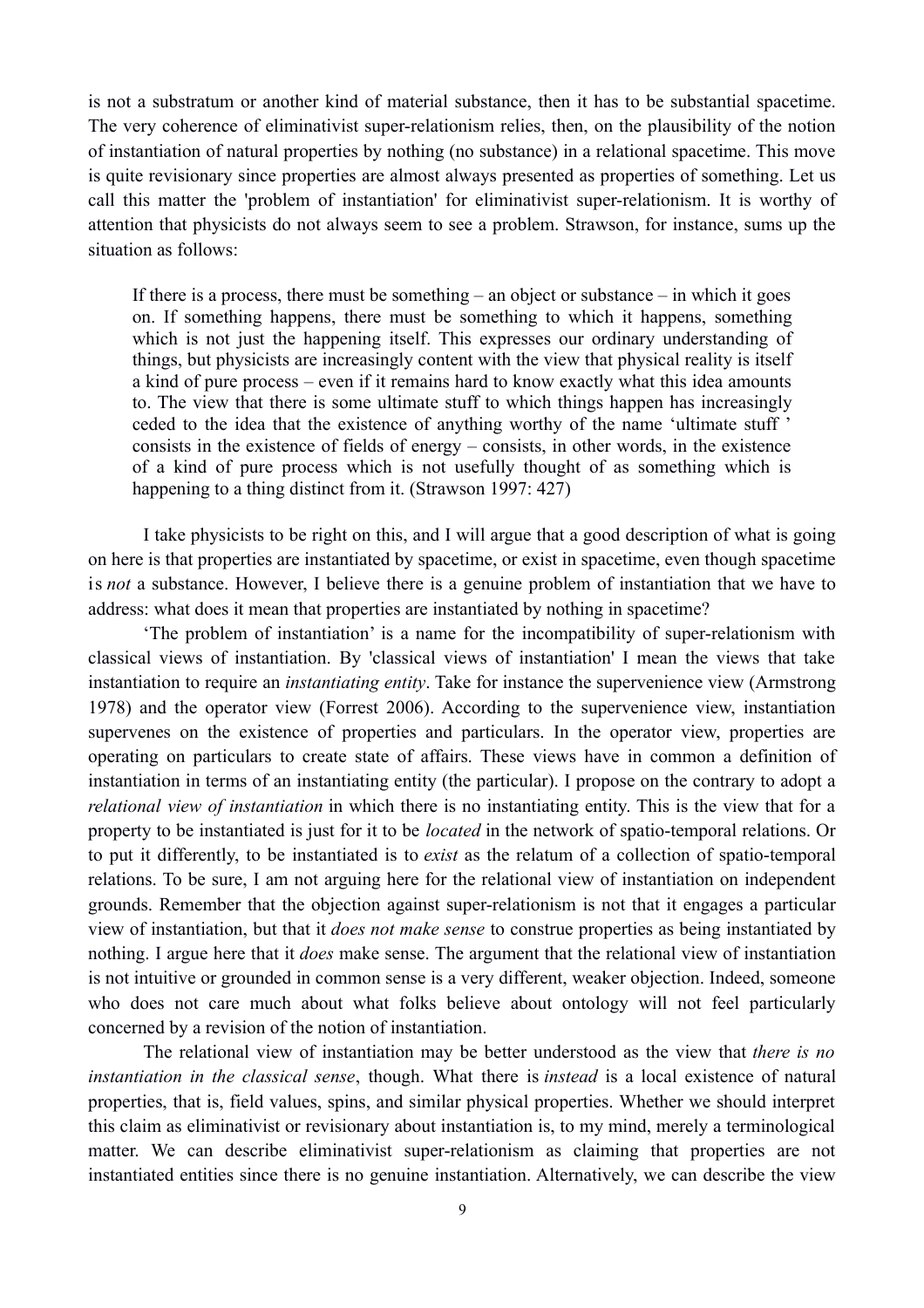is not a substratum or another kind of material substance, then it has to be substantial spacetime. The very coherence of eliminativist super-relationism relies, then, on the plausibility of the notion of instantiation of natural properties by nothing (no substance) in a relational spacetime. This move is quite revisionary since properties are almost always presented as properties of something. Let us call this matter the 'problem of instantiation' for eliminativist super-relationism. It is worthy of attention that physicists do not always seem to see a problem. Strawson, for instance, sums up the situation as follows:

> If there is a process, there must be something – an object or substance – in which it goes on. If something happens, there must be something to which it happens, something which is not just the happening itself. This expresses our ordinary understanding of things, but physicists are increasingly content with the view that physical reality is itself a kind of pure process – even if it remains hard to know exactly what this idea amounts to. The view that there is some ultimate stuff to which things happen has increasingly ceded to the idea that the existence of anything worthy of the name 'ultimate stuff ' consists in the existence of fields of energy – consists, in other words, in the existence of a kind of pure process which is not usefully thought of as something which is happening to a thing distinct from it. (Strawson 1997: 427)

I take physicists to be right on this, and I will argue that a good description of what is going on here is that properties are instantiated by spacetime, or exist in spacetime, even though spacetime is *not* a substance. However, I believe there is a genuine problem of instantiation that we have to address: what does it mean that properties are instantiated by nothing in spacetime?

'The problem of instantiation' is a name for the incompatibility of super-relationism with classical views of instantiation. By 'classical views of instantiation' I mean the views that take instantiation to require an *instantiating entity*. Take for instance the supervenience view (Armstrong 1978) and the operator view (Forrest 2006). According to the supervenience view, instantiation supervenes on the existence of properties and particulars. In the operator view, properties are operating on particulars to create state of affairs. These views have in common a definition of instantiation in terms of an instantiating entity (the particular). I propose on the contrary to adopt a *relational view of instantiation* in which there is no instantiating entity. This is the view that for a property to be instantiated is just for it to be *located* in the network of spatio-temporal relations. Or to put it differently, to be instantiated is to *exist* as the relatum of a collection of spatio-temporal relations. To be sure, I am not arguing here for the relational view of instantiation on independent grounds. Remember that the objection against super-relationism is not that it engages a particular view of instantiation, but that it *does not make sense* to construe properties as being instantiated by nothing. I argue here that it *does* make sense. The argument that the relational view of instantiation is not intuitive or grounded in common sense is a very different, weaker objection. Indeed, someone who does not care much about what folks believe about ontology will not feel particularly concerned by a revision of the notion of instantiation.

The relational view of instantiation may be better understood as the view that *there is no instantiation in the classical sense*, though. What there is *instead* is a local existence of natural properties, that is, field values, spins, and similar physical properties. Whether we should interpret this claim as eliminativist or revisionary about instantiation is, to my mind, merely a terminological matter. We can describe eliminativist super-relationism as claiming that properties are not instantiated entities since there is no genuine instantiation. Alternatively, we can describe the view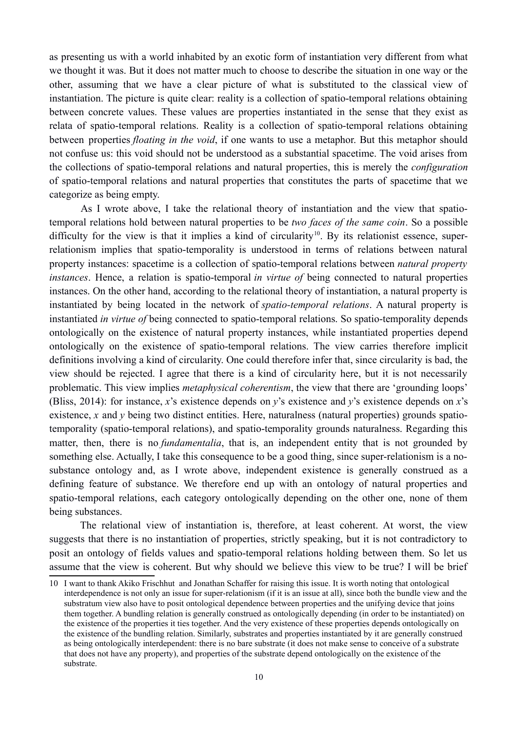as presenting us with a world inhabited by an exotic form of instantiation very different from what we thought it was. But it does not matter much to choose to describe the situation in one way or the other, assuming that we have a clear picture of what is substituted to the classical view of instantiation. The picture is quite clear: reality is a collection of spatio-temporal relations obtaining between concrete values. These values are properties instantiated in the sense that they exist as relata of spatio-temporal relations. Reality is a collection of spatio-temporal relations obtaining between properties *floating in the void*, if one wants to use a metaphor. But this metaphor should not confuse us: this void should not be understood as a substantial spacetime. The void arises from the collections of spatio-temporal relations and natural properties, this is merely the *configuration* of spatio-temporal relations and natural properties that constitutes the parts of spacetime that we categorize as being empty.

As I wrote above, I take the relational theory of instantiation and the view that spatio-temporal relations hold between natural properties to be *two faces of the same coin*. So a possible difficulty for the view is that it implies a kind of circularity[10]. By its relationist essence, super-relationism implies that spatio-temporality is understood in terms of relations between natural property instances: spacetime is a collection of spatio-temporal relations between *natural property instances*. Hence, a relation is spatio-temporal *in virtue of* being connected to natural properties instances. On the other hand, according to the relational theory of instantiation, a natural property is instantiated by being located in the network of *spatio-temporal relations*. A natural property is instantiated *in virtue of* being connected to spatio-temporal relations. So spatio-temporality depends ontologically on the existence of natural property instances, while instantiated properties depend ontologically on the existence of spatio-temporal relations. The view carries therefore implicit definitions involving a kind of circularity. One could therefore infer that, since circularity is bad, the view should be rejected. I agree that there is a kind of circularity here, but it is not necessarily problematic. This view implies *metaphysical coherentism*, the view that there are 'grounding loops' (Bliss, 2014): for instance, *x*'s existence depends on *y*'s existence and *y*'s existence depends on *x*'s existence, *x* and *y* being two distinct entities. Here, naturalness (natural properties) grounds spatio-temporality (spatio-temporal relations), and spatio-temporality grounds naturalness. Regarding this matter, then, there is no *fundamentalia*, that is, an independent entity that is not grounded by something else. Actually, I take this consequence to be a good thing, since super-relationism is a no-substance ontology and, as I wrote above, independent existence is generally construed as a defining feature of substance. We therefore end up with an ontology of natural properties and spatio-temporal relations, each category ontologically depending on the other one, none of them being substances.

The relational view of instantiation is, therefore, at least coherent. At worst, the view suggests that there is no instantiation of properties, strictly speaking, but it is not contradictory to posit an ontology of fields values and spatio-temporal relations holding between them. So let us assume that the view is coherent. But why should we believe this view to be true? I will be brief

---

10 I want to thank Akiko Frischhut and Jonathan Schaffer for raising this issue. It is worth noting that ontological interdependence is not only an issue for super-relationism (if it is an issue at all), since both the bundle view and the substratum view also have to posit ontological dependence between properties and the unifying device that joins them together. A bundling relation is generally construed as ontologically depending (in order to be instantiated) on the existence of the properties it ties together. And the very existence of these properties depends ontologically on the existence of the bundling relation. Similarly, substrates and properties instantiated by it are generally construed as being ontologically interdependent: there is no bare substrate (it does not make sense to conceive of a substrate that does not have any property), and properties of the substrate depend ontologically on the existence of the substrate.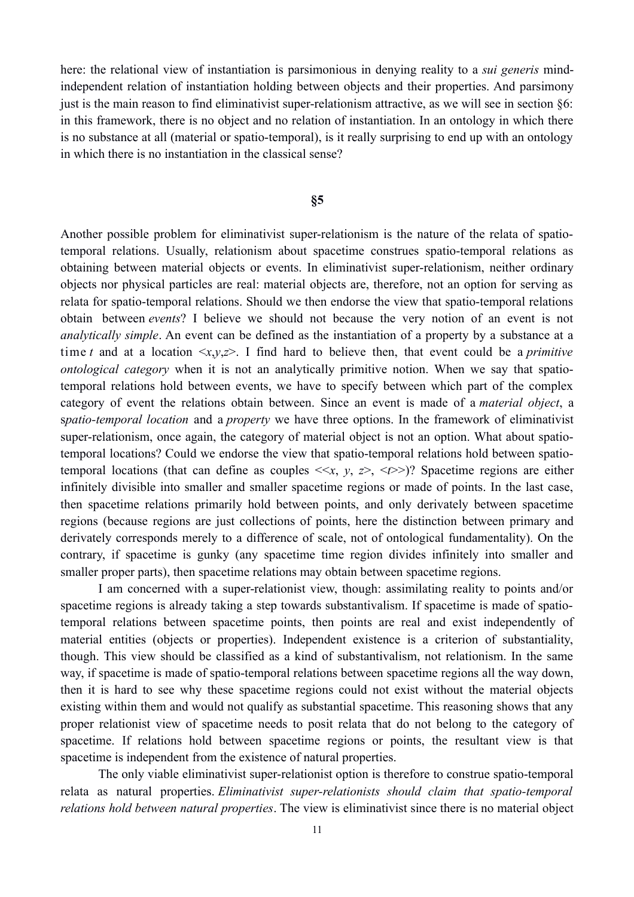here: the relational view of instantiation is parsimonious in denying reality to a *sui generis* mind-independent relation of instantiation holding between objects and their properties. And parsimony just is the main reason to find eliminativist super-relationism attractive, as we will see in section §6: in this framework, there is no object and no relation of instantiation. In an ontology in which there is no substance at all (material or spatio-temporal), is it really surprising to end up with an ontology in which there is no instantiation in the classical sense?

## §5

Another possible problem for eliminativist super-relationism is the nature of the relata of spatio-temporal relations. Usually, relationism about spacetime construes spatio-temporal relations as obtaining between material objects or events. In eliminativist super-relationism, neither ordinary objects nor physical particles are real: material objects are, therefore, not an option for serving as relata for spatio-temporal relations. Should we then endorse the view that spatio-temporal relations obtain between *events*? I believe we should not because the very notion of an event is not *analytically simple*. An event can be defined as the instantiation of a property by a substance at a time $t$ and at a location $<x,y,z>$. I find hard to believe then, that event could be a *primitive ontological category* when it is not an analytically primitive notion. When we say that spatio-temporal relations hold between events, we have to specify between which part of the complex category of event the relations obtain between. Since an event is made of a *material object*, a *spatio-temporal location* and a *property* we have three options. In the framework of eliminativist super-relationism, once again, the category of material object is not an option. What about spatio-temporal locations? Could we endorse the view that spatio-temporal relations hold between spatio-temporal locations (that can define as couples $<<x, y, z>, <t>>$)? Spacetime regions are either infinitely divisible into smaller and smaller spacetime regions or made of points. In the last case, then spacetime relations primarily hold between points, and only derivately between spacetime regions (because regions are just collections of points, here the distinction between primary and derivately corresponds merely to a difference of scale, not of ontological fundamentality). On the contrary, if spacetime is gunky (any spacetime time region divides infinitely into smaller and smaller proper parts), then spacetime relations may obtain between spacetime regions.

I am concerned with a super-relationist view, though: assimilating reality to points and/or spacetime regions is already taking a step towards substantivalism. If spacetime is made of spatio-temporal relations between spacetime points, then points are real and exist independently of material entities (objects or properties). Independent existence is a criterion of substantiality, though. This view should be classified as a kind of substantivalism, not relationism. In the same way, if spacetime is made of spatio-temporal relations between spacetime regions all the way down, then it is hard to see why these spacetime regions could not exist without the material objects existing within them and would not qualify as substantial spacetime. This reasoning shows that any proper relationist view of spacetime needs to posit relata that do not belong to the category of spacetime. If relations hold between spacetime regions or points, the resultant view is that spacetime is independent from the existence of natural properties.

The only viable eliminativist super-relationist option is therefore to construe spatio-temporal relata as natural properties. *Eliminativist super-relationists should claim that spatio-temporal relations hold between natural properties*. The view is eliminativist since there is no material object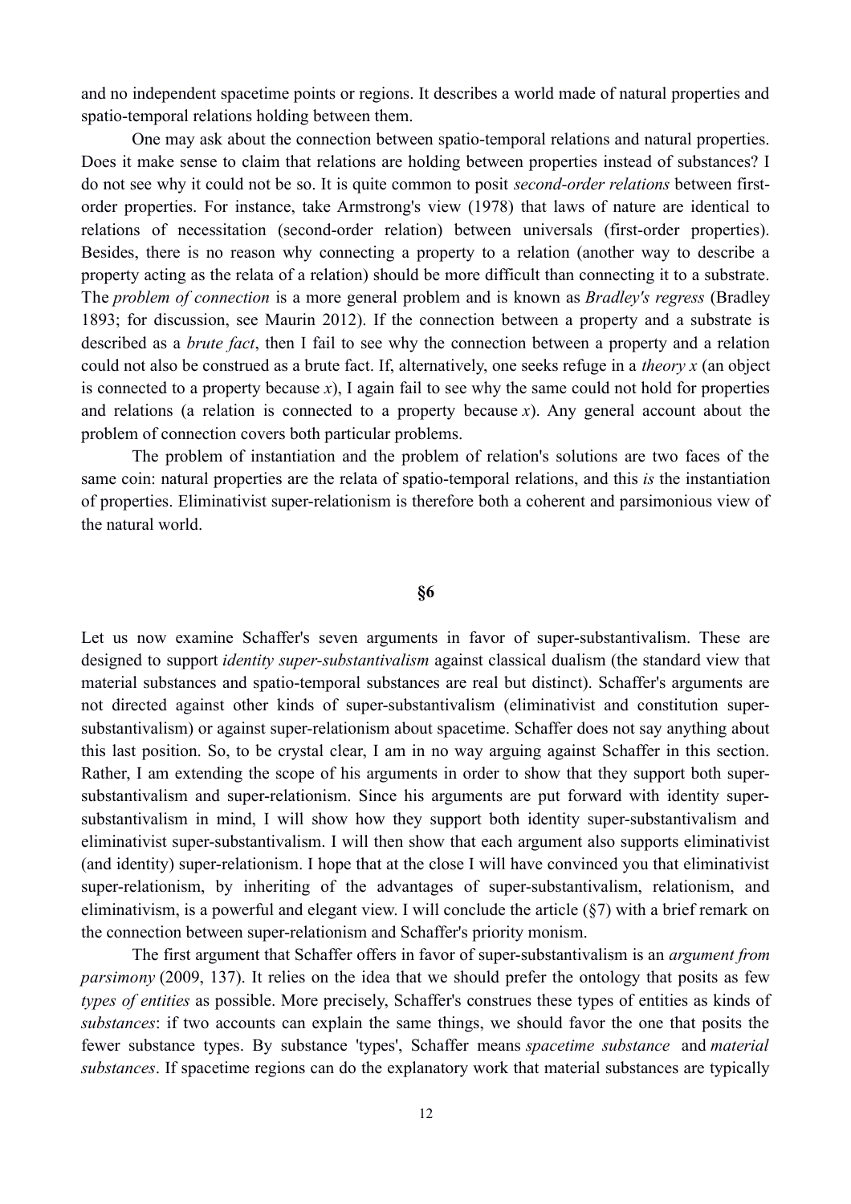and no independent spacetime points or regions. It describes a world made of natural properties and spatio-temporal relations holding between them.

One may ask about the connection between spatio-temporal relations and natural properties. Does it make sense to claim that relations are holding between properties instead of substances? I do not see why it could not be so. It is quite common to posit *second-order relations* between first-order properties. For instance, take Armstrong's view (1978) that laws of nature are identical to relations of necessitation (second-order relation) between universals (first-order properties). Besides, there is no reason why connecting a property to a relation (another way to describe a property acting as the relata of a relation) should be more difficult than connecting it to a substrate. The *problem of connection* is a more general problem and is known as *Bradley's regress* (Bradley 1893; for discussion, see Maurin 2012). If the connection between a property and a substrate is described as a *brute fact*, then I fail to see why the connection between a property and a relation could not also be construed as a brute fact. If, alternatively, one seeks refuge in a *theory x* (an object is connected to a property because *x*), I again fail to see why the same could not hold for properties and relations (a relation is connected to a property because *x*). Any general account about the problem of connection covers both particular problems.

The problem of instantiation and the problem of relation's solutions are two faces of the same coin: natural properties are the relata of spatio-temporal relations, and this *is* the instantiation of properties. Eliminativist super-relationism is therefore both a coherent and parsimonious view of the natural world.

## §6

Let us now examine Schaffer's seven arguments in favor of super-substantivalism. These are designed to support *identity super-substantivalism* against classical dualism (the standard view that material substances and spatio-temporal substances are real but distinct). Schaffer's arguments are not directed against other kinds of super-substantivalism (eliminativist and constitution super-substantivalism) or against super-relationism about spacetime. Schaffer does not say anything about this last position. So, to be crystal clear, I am in no way arguing against Schaffer in this section. Rather, I am extending the scope of his arguments in order to show that they support both super-substantivalism and super-relationism. Since his arguments are put forward with identity super-substantivalism in mind, I will show how they support both identity super-substantivalism and eliminativist super-substantivalism. I will then show that each argument also supports eliminativist (and identity) super-relationism. I hope that at the close I will have convinced you that eliminativist super-relationism, by inheriting of the advantages of super-substantivalism, relationism, and eliminativism, is a powerful and elegant view. I will conclude the article (§7) with a brief remark on the connection between super-relationism and Schaffer's priority monism.

The first argument that Schaffer offers in favor of super-substantivalism is an *argument from parsimony* (2009, 137). It relies on the idea that we should prefer the ontology that posits as few *types of entities* as possible. More precisely, Schaffer's construes these types of entities as kinds of *substances*: if two accounts can explain the same things, we should favor the one that posits the fewer substance types. By substance 'types', Schaffer means *spacetime substance* and *material substances*. If spacetime regions can do the explanatory work that material substances are typically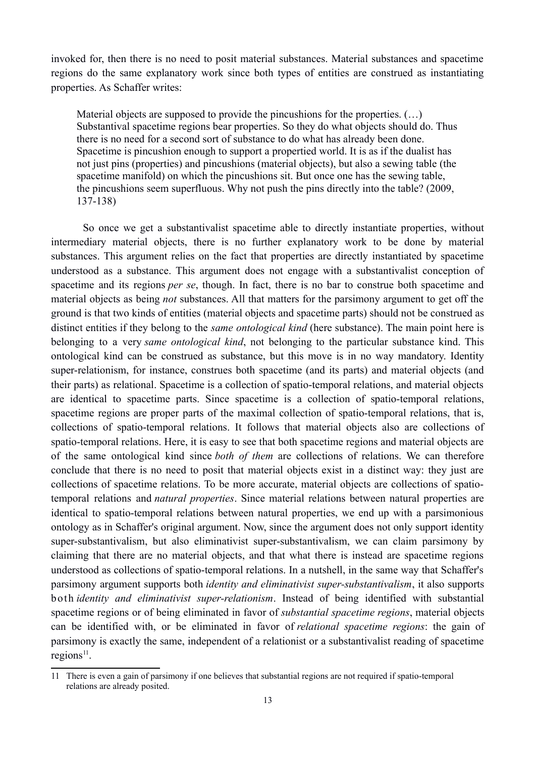invoked for, then there is no need to posit material substances. Material substances and spacetime regions do the same explanatory work since both types of entities are construed as instantiating properties. As Schaffer writes:

> Material objects are supposed to provide the pincushions for the properties. (…) Substantival spacetime regions bear properties. So they do what objects should do. Thus there is no need for a second sort of substance to do what has already been done. Spacetime is pincushion enough to support a propertied world. It is as if the dualist has not just pins (properties) and pincushions (material objects), but also a sewing table (the spacetime manifold) on which the pincushions sit. But once one has the sewing table, the pincushions seem superfluous. Why not push the pins directly into the table? (2009, 137-138)

So once we get a substantivalist spacetime able to directly instantiate properties, without intermediary material objects, there is no further explanatory work to be done by material substances. This argument relies on the fact that properties are directly instantiated by spacetime understood as a substance. This argument does not engage with a substantivalist conception of spacetime and its regions *per se*, though. In fact, there is no bar to construe both spacetime and material objects as being *not* substances. All that matters for the parsimony argument to get off the ground is that two kinds of entities (material objects and spacetime parts) should not be construed as distinct entities if they belong to the *same ontological kind* (here substance). The main point here is belonging to a very *same ontological kind*, not belonging to the particular substance kind. This ontological kind can be construed as substance, but this move is in no way mandatory. Identity super-relationism, for instance, construes both spacetime (and its parts) and material objects (and their parts) as relational. Spacetime is a collection of spatio-temporal relations, and material objects are identical to spacetime parts. Since spacetime is a collection of spatio-temporal relations, spacetime regions are proper parts of the maximal collection of spatio-temporal relations, that is, collections of spatio-temporal relations. It follows that material objects also are collections of spatio-temporal relations. Here, it is easy to see that both spacetime regions and material objects are of the same ontological kind since *both of them* are collections of relations. We can therefore conclude that there is no need to posit that material objects exist in a distinct way: they just are collections of spacetime relations. To be more accurate, material objects are collections of spatio-temporal relations and *natural properties*. Since material relations between natural properties are identical to spatio-temporal relations between natural properties, we end up with a parsimonious ontology as in Schaffer's original argument. Now, since the argument does not only support identity super-substantivalism, but also eliminativist super-substantivalism, we can claim parsimony by claiming that there are no material objects, and that what there is instead are spacetime regions understood as collections of spatio-temporal relations. In a nutshell, in the same way that Schaffer's parsimony argument supports both *identity and eliminativist super-substantivalism*, it also supports both *identity and eliminativist super-relationism*. Instead of being identified with substantial spacetime regions or of being eliminated in favor of *substantial spacetime regions*, material objects can be identified with, or be eliminated in favor of *relational spacetime regions*: the gain of parsimony is exactly the same, independent of a relationist or a substantivalist reading of spacetime regions[11].

[11] There is even a gain of parsimony if one believes that substantial regions are not required if spatio-temporal relations are already posited.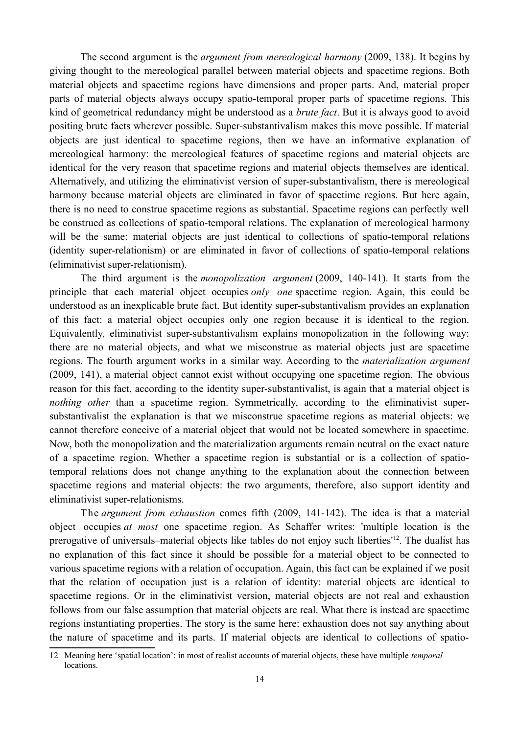The second argument is the *argument from mereological harmony* (2009, 138). It begins by giving thought to the mereological parallel between material objects and spacetime regions. Both material objects and spacetime regions have dimensions and proper parts. And, material proper parts of material objects always occupy spatio-temporal proper parts of spacetime regions. This kind of geometrical redundancy might be understood as a *brute fact*. But it is always good to avoid positing brute facts wherever possible. Super-substantivalism makes this move possible. If material objects are just identical to spacetime regions, then we have an informative explanation of mereological harmony: the mereological features of spacetime regions and material objects are identical for the very reason that spacetime regions and material objects themselves are identical. Alternatively, and utilizing the eliminativist version of super-substantivalism, there is mereological harmony because material objects are eliminated in favor of spacetime regions. But here again, there is no need to construe spacetime regions as substantial. Spacetime regions can perfectly well be construed as collections of spatio-temporal relations. The explanation of mereological harmony will be the same: material objects are just identical to collections of spatio-temporal relations (identity super-relationism) or are eliminated in favor of collections of spatio-temporal relations (eliminativist super-relationism).

The third argument is the *monopolization argument* (2009, 140-141). It starts from the principle that each material object occupies *only one* spacetime region. Again, this could be understood as an inexplicable brute fact. But identity super-substantivalism provides an explanation of this fact: a material object occupies only one region because it is identical to the region. Equivalently, eliminativist super-substantivalism explains monopolization in the following way: there are no material objects, and what we misconstrue as material objects just are spacetime regions. The fourth argument works in a similar way. According to the *materialization argument* (2009, 141), a material object cannot exist without occupying one spacetime region. The obvious reason for this fact, according to the identity super-substantivalist, is again that a material object is *nothing other* than a spacetime region. Symmetrically, according to the eliminativist super-substantivalist the explanation is that we misconstrue spacetime regions as material objects: we cannot therefore conceive of a material object that would not be located somewhere in spacetime. Now, both the monopolization and the materialization arguments remain neutral on the exact nature of a spacetime region. Whether a spacetime region is substantial or is a collection of spatio-temporal relations does not change anything to the explanation about the connection between spacetime regions and material objects: the two arguments, therefore, also support identity and eliminativist super-relationisms.

The *argument from exhaustion* comes fifth (2009, 141-142). The idea is that a material object occupies *at most* one spacetime region. As Schaffer writes: 'multiple location is the prerogative of universals–material objects like tables do not enjoy such liberties'[12]. The dualist has no explanation of this fact since it should be possible for a material object to be connected to various spacetime regions with a relation of occupation. Again, this fact can be explained if we posit that the relation of occupation just is a relation of identity: material objects are identical to spacetime regions. Or in the eliminativist version, material objects are not real and exhaustion follows from our false assumption that material objects are real. What there is instead are spacetime regions instantiating properties. The story is the same here: exhaustion does not say anything about the nature of spacetime and its parts. If material objects are identical to collections of spatio-

12 Meaning here 'spatial location': in most of realist accounts of material objects, these have multiple *temporal* locations.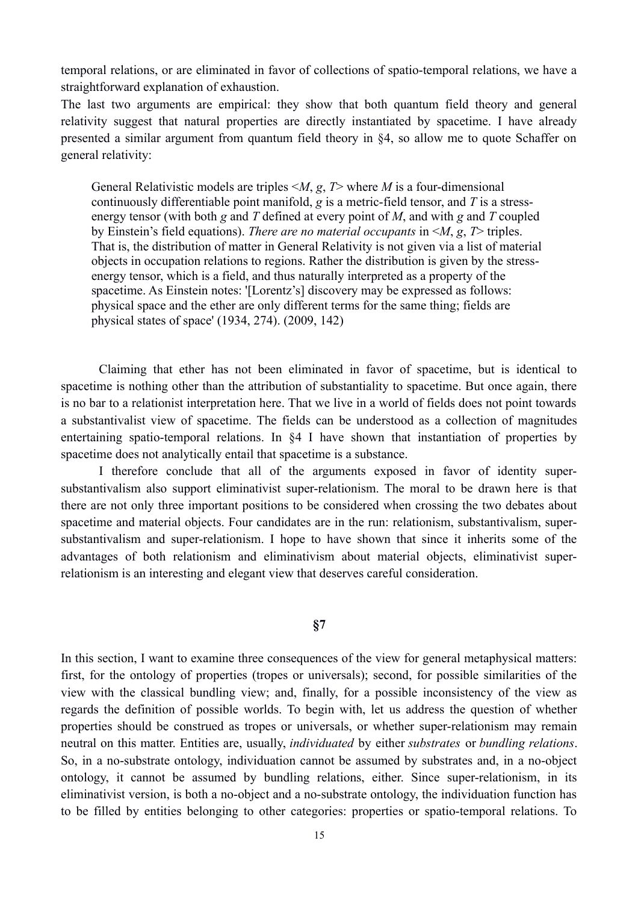temporal relations, or are eliminated in favor of collections of spatio-temporal relations, we have a straightforward explanation of exhaustion.

The last two arguments are empirical: they show that both quantum field theory and general relativity suggest that natural properties are directly instantiated by spacetime. I have already presented a similar argument from quantum field theory in §4, so allow me to quote Schaffer on general relativity:

> General Relativistic models are triples <*M*, *g*, *T*> where *M* is a four-dimensional continuously differentiable point manifold, *g* is a metric-field tensor, and *T* is a stress-energy tensor (with both *g* and *T* defined at every point of *M*, and with *g* and *T* coupled by Einstein's field equations). *There are no material occupants* in <*M*, *g*, *T*> triples. That is, the distribution of matter in General Relativity is not given via a list of material objects in occupation relations to regions. Rather the distribution is given by the stress-energy tensor, which is a field, and thus naturally interpreted as a property of the spacetime. As Einstein notes: '[Lorentz's] discovery may be expressed as follows: physical space and the ether are only different terms for the same thing; fields are physical states of space' (1934, 274). (2009, 142)

Claiming that ether has not been eliminated in favor of spacetime, but is identical to spacetime is nothing other than the attribution of substantiality to spacetime. But once again, there is no bar to a relationist interpretation here. That we live in a world of fields does not point towards a substantivalist view of spacetime. The fields can be understood as a collection of magnitudes entertaining spatio-temporal relations. In §4 I have shown that instantiation of properties by spacetime does not analytically entail that spacetime is a substance.

I therefore conclude that all of the arguments exposed in favor of identity super-substantivalism also support eliminativist super-relationism. The moral to be drawn here is that there are not only three important positions to be considered when crossing the two debates about spacetime and material objects. Four candidates are in the run: relationism, substantivalism, super-substantivalism and super-relationism. I hope to have shown that since it inherits some of the advantages of both relationism and eliminativism about material objects, eliminativist super-relationism is an interesting and elegant view that deserves careful consideration.

## §7

In this section, I want to examine three consequences of the view for general metaphysical matters: first, for the ontology of properties (tropes or universals); second, for possible similarities of the view with the classical bundling view; and, finally, for a possible inconsistency of the view as regards the definition of possible worlds. To begin with, let us address the question of whether properties should be construed as tropes or universals, or whether super-relationism may remain neutral on this matter. Entities are, usually, *individuated* by either *substrates* or *bundling relations*. So, in a no-substrate ontology, individuation cannot be assumed by substrates and, in a no-object ontology, it cannot be assumed by bundling relations, either. Since super-relationism, in its eliminativist version, is both a no-object and a no-substrate ontology, the individuation function has to be filled by entities belonging to other categories: properties or spatio-temporal relations. To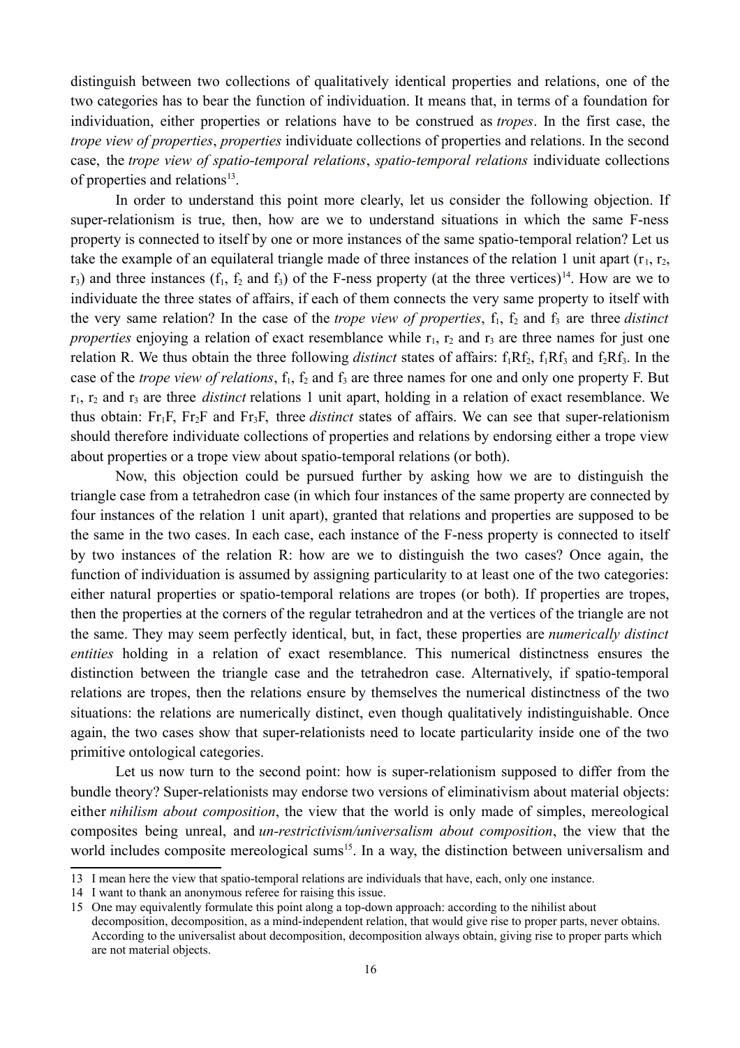distinguish between two collections of qualitatively identical properties and relations, one of the two categories has to bear the function of individuation. It means that, in terms of a foundation for individuation, either properties or relations have to be construed as *tropes*. In the first case, the *trope view of properties*, *properties* individuate collections of properties and relations. In the second case, the *trope view of spatio-temporal relations*, *spatio-temporal relations* individuate collections of properties and relations[13].

In order to understand this point more clearly, let us consider the following objection. If super-relationism is true, then, how are we to understand situations in which the same F-ness property is connected to itself by one or more instances of the same spatio-temporal relation? Let us take the example of an equilateral triangle made of three instances of the relation 1 unit apart ($r_1$, $r_2$, $r_3$) and three instances ($f_1$, $f_2$ and $f_3$) of the F-ness property (at the three vertices)[14]. How are we to individuate the three states of affairs, if each of them connects the very same property to itself with the very same relation? In the case of the *trope view of properties*, $f_1$, $f_2$ and $f_3$ are three *distinct properties* enjoying a relation of exact resemblance while $r_1$, $r_2$ and $r_3$ are three names for just one relation R. We thus obtain the three following *distinct* states of affairs: $f_1Rf_2$, $f_1Rf_3$ and $f_2Rf_3$. In the case of the *trope view of relations*, $f_1$, $f_2$ and $f_3$ are three names for one and only one property F. But $r_1$, $r_2$ and $r_3$ are three *distinct* relations 1 unit apart, holding in a relation of exact resemblance. We thus obtain: $Fr_1F$, $Fr_2F$ and $Fr_3F$, three *distinct* states of affairs. We can see that super-relationism should therefore individuate collections of properties and relations by endorsing either a trope view about properties or a trope view about spatio-temporal relations (or both).

Now, this objection could be pursued further by asking how we are to distinguish the triangle case from a tetrahedron case (in which four instances of the same property are connected by four instances of the relation 1 unit apart), granted that relations and properties are supposed to be the same in the two cases. In each case, each instance of the F-ness property is connected to itself by two instances of the relation R: how are we to distinguish the two cases? Once again, the function of individuation is assumed by assigning particularity to at least one of the two categories: either natural properties or spatio-temporal relations are tropes (or both). If properties are tropes, then the properties at the corners of the regular tetrahedron and at the vertices of the triangle are not the same. They may seem perfectly identical, but, in fact, these properties are *numerically distinct entities* holding in a relation of exact resemblance. This numerical distinctness ensures the distinction between the triangle case and the tetrahedron case. Alternatively, if spatio-temporal relations are tropes, then the relations ensure by themselves the numerical distinctness of the two situations: the relations are numerically distinct, even though qualitatively indistinguishable. Once again, the two cases show that super-relationists need to locate particularity inside one of the two primitive ontological categories.

Let us now turn to the second point: how is super-relationism supposed to differ from the bundle theory? Super-relationists may endorse two versions of eliminativism about material objects: either *nihilism about composition*, the view that the world is only made of simples, mereological composites being unreal, and *un-restrictivism/universalism about composition*, the view that the world includes composite mereological sums[15]. In a way, the distinction between universalism and

---

13 I mean here the view that spatio-temporal relations are individuals that have, each, only one instance.

14 I want to thank an anonymous referee for raising this issue.

15 One may equivalently formulate this point along a top-down approach: according to the nihilist about decomposition, decomposition, as a mind-independent relation, that would give rise to proper parts, never obtains. According to the universalist about decomposition, decomposition always obtain, giving rise to proper parts which are not material objects.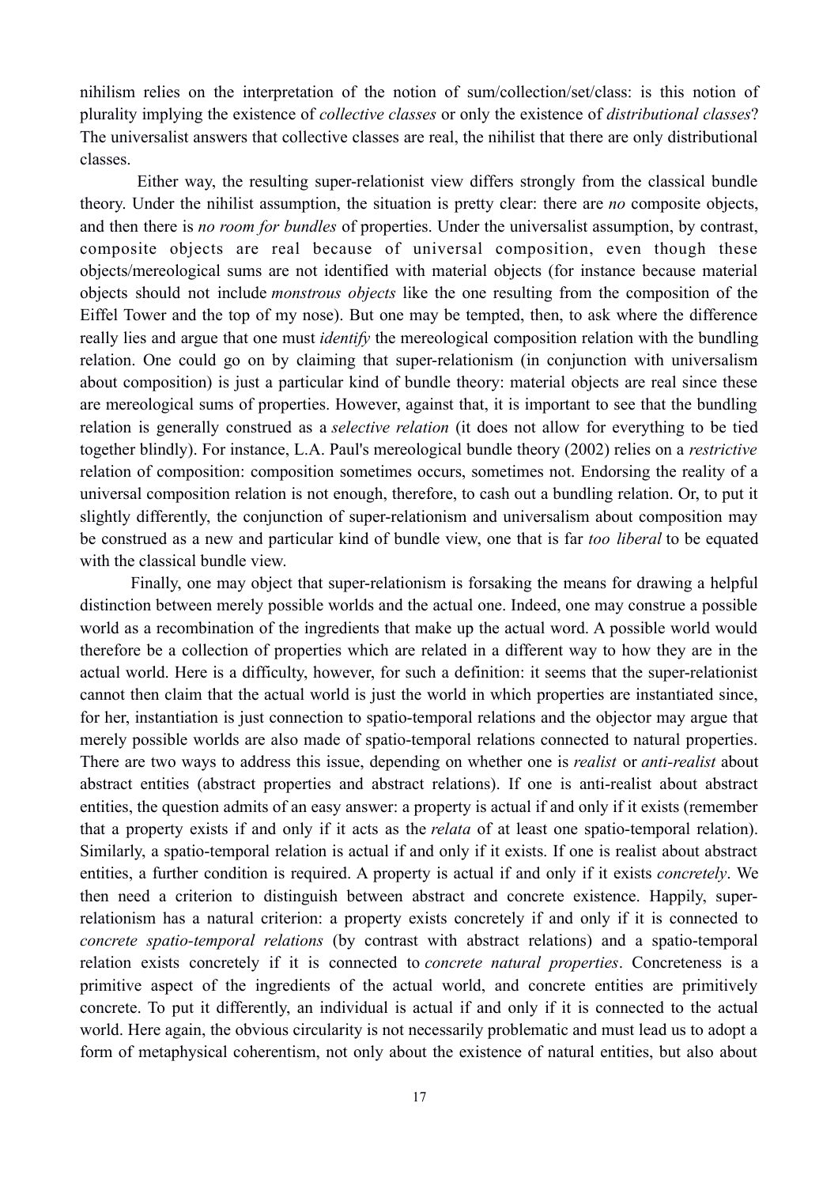nihilism relies on the interpretation of the notion of sum/collection/set/class: is this notion of plurality implying the existence of *collective classes* or only the existence of *distributional classes*? The universalist answers that collective classes are real, the nihilist that there are only distributional classes.

Either way, the resulting super-relationist view differs strongly from the classical bundle theory. Under the nihilist assumption, the situation is pretty clear: there are *no* composite objects, and then there is *no room for bundles* of properties. Under the universalist assumption, by contrast, composite objects are real because of universal composition, even though these objects/mereological sums are not identified with material objects (for instance because material objects should not include *monstrous objects* like the one resulting from the composition of the Eiffel Tower and the top of my nose). But one may be tempted, then, to ask where the difference really lies and argue that one must *identify* the mereological composition relation with the bundling relation. One could go on by claiming that super-relationism (in conjunction with universalism about composition) is just a particular kind of bundle theory: material objects are real since these are mereological sums of properties. However, against that, it is important to see that the bundling relation is generally construed as a *selective relation* (it does not allow for everything to be tied together blindly). For instance, L.A. Paul's mereological bundle theory (2002) relies on a *restrictive* relation of composition: composition sometimes occurs, sometimes not. Endorsing the reality of a universal composition relation is not enough, therefore, to cash out a bundling relation. Or, to put it slightly differently, the conjunction of super-relationism and universalism about composition may be construed as a new and particular kind of bundle view, one that is far *too liberal* to be equated with the classical bundle view.

Finally, one may object that super-relationism is forsaking the means for drawing a helpful distinction between merely possible worlds and the actual one. Indeed, one may construe a possible world as a recombination of the ingredients that make up the actual word. A possible world would therefore be a collection of properties which are related in a different way to how they are in the actual world. Here is a difficulty, however, for such a definition: it seems that the super-relationist cannot then claim that the actual world is just the world in which properties are instantiated since, for her, instantiation is just connection to spatio-temporal relations and the objector may argue that merely possible worlds are also made of spatio-temporal relations connected to natural properties. There are two ways to address this issue, depending on whether one is *realist* or *anti-realist* about abstract entities (abstract properties and abstract relations). If one is anti-realist about abstract entities, the question admits of an easy answer: a property is actual if and only if it exists (remember that a property exists if and only if it acts as the *relata* of at least one spatio-temporal relation). Similarly, a spatio-temporal relation is actual if and only if it exists. If one is realist about abstract entities, a further condition is required. A property is actual if and only if it exists *concretely*. We then need a criterion to distinguish between abstract and concrete existence. Happily, super-relationism has a natural criterion: a property exists concretely if and only if it is connected to *concrete spatio-temporal relations* (by contrast with abstract relations) and a spatio-temporal relation exists concretely if it is connected to *concrete natural properties*. Concreteness is a primitive aspect of the ingredients of the actual world, and concrete entities are primitively concrete. To put it differently, an individual is actual if and only if it is connected to the actual world. Here again, the obvious circularity is not necessarily problematic and must lead us to adopt a form of metaphysical coherentism, not only about the existence of natural entities, but also about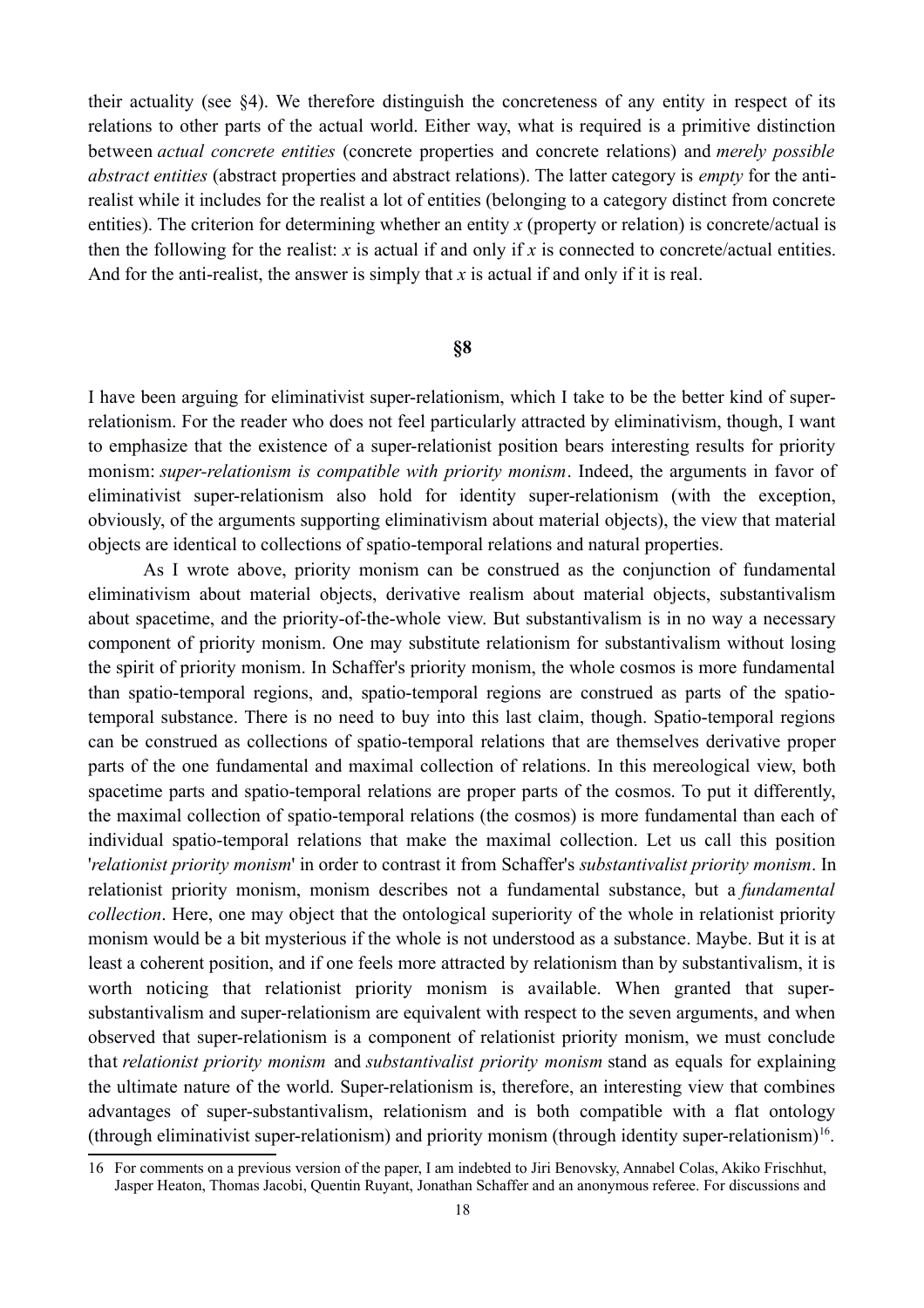their actuality (see §4). We therefore distinguish the concreteness of any entity in respect of its relations to other parts of the actual world. Either way, what is required is a primitive distinction between *actual concrete entities* (concrete properties and concrete relations) and *merely possible abstract entities* (abstract properties and abstract relations). The latter category is *empty* for the anti-realist while it includes for the realist a lot of entities (belonging to a category distinct from concrete entities). The criterion for determining whether an entity *x* (property or relation) is concrete/actual is then the following for the realist: *x* is actual if and only if *x* is connected to concrete/actual entities. And for the anti-realist, the answer is simply that *x* is actual if and only if it is real.

## §8

I have been arguing for eliminativist super-relationism, which I take to be the better kind of super-relationism. For the reader who does not feel particularly attracted by eliminativism, though, I want to emphasize that the existence of a super-relationist position bears interesting results for priority monism: *super-relationism is compatible with priority monism*. Indeed, the arguments in favor of eliminativist super-relationism also hold for identity super-relationism (with the exception, obviously, of the arguments supporting eliminativism about material objects), the view that material objects are identical to collections of spatio-temporal relations and natural properties.

As I wrote above, priority monism can be construed as the conjunction of fundamental eliminativism about material objects, derivative realism about material objects, substantivalism about spacetime, and the priority-of-the-whole view. But substantivalism is in no way a necessary component of priority monism. One may substitute relationism for substantivalism without losing the spirit of priority monism. In Schaffer's priority monism, the whole cosmos is more fundamental than spatio-temporal regions, and, spatio-temporal regions are construed as parts of the spatio-temporal substance. There is no need to buy into this last claim, though. Spatio-temporal regions can be construed as collections of spatio-temporal relations that are themselves derivative proper parts of the one fundamental and maximal collection of relations. In this mereological view, both spacetime parts and spatio-temporal relations are proper parts of the cosmos. To put it differently, the maximal collection of spatio-temporal relations (the cosmos) is more fundamental than each of individual spatio-temporal relations that make the maximal collection. Let us call this position '*relationist priority monism*' in order to contrast it from Schaffer's *substantivalist priority monism*. In relationist priority monism, monism describes not a fundamental substance, but a *fundamental collection*. Here, one may object that the ontological superiority of the whole in relationist priority monism would be a bit mysterious if the whole is not understood as a substance. Maybe. But it is at least a coherent position, and if one feels more attracted by relationism than by substantivalism, it is worth noticing that relationist priority monism is available. When granted that super-substantivalism and super-relationism are equivalent with respect to the seven arguments, and when observed that super-relationism is a component of relationist priority monism, we must conclude that *relationist priority monism* and *substantivalist priority monism* stand as equals for explaining the ultimate nature of the world. Super-relationism is, therefore, an interesting view that combines advantages of super-substantivalism, relationism and is both compatible with a flat ontology (through eliminativist super-relationism) and priority monism (through identity super-relationism)[16].

16 For comments on a previous version of the paper, I am indebted to Jiri Benovsky, Annabel Colas, Akiko Frischhut, Jasper Heaton, Thomas Jacobi, Quentin Ruyant, Jonathan Schaffer and an anonymous referee. For discussions and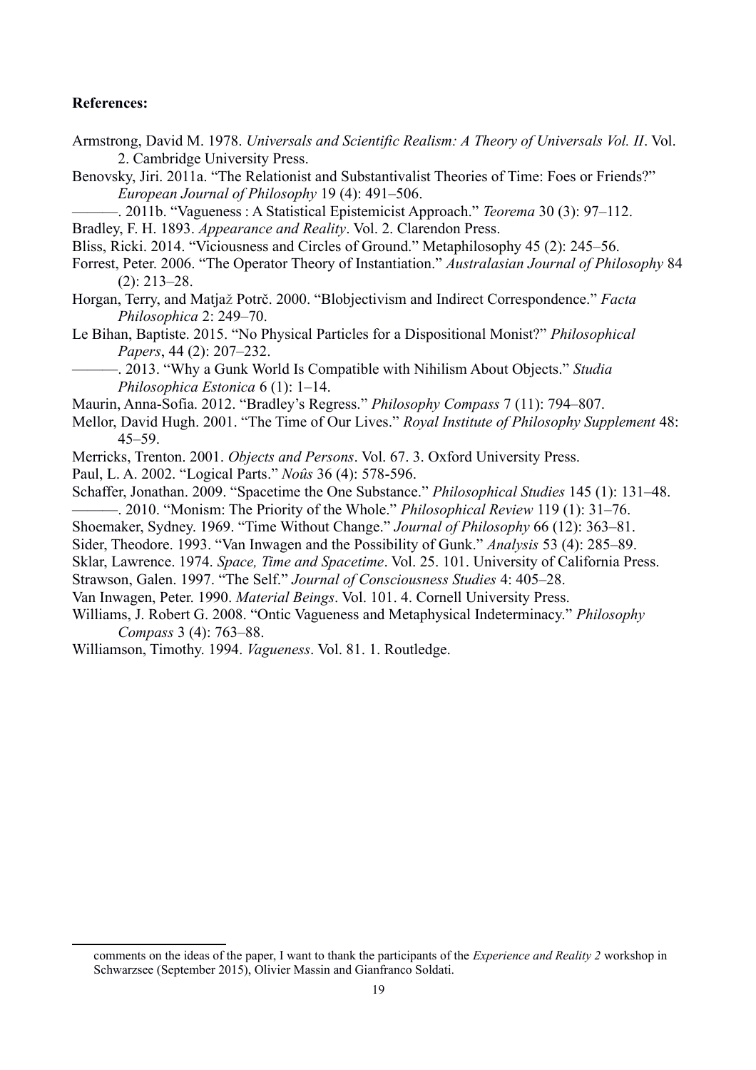**References:**

Armstrong, David M. 1978. *Universals and Scientific Realism: A Theory of Universals Vol. II*. Vol. 2. Cambridge University Press.

Benovsky, Jiri. 2011a. "The Relationist and Substantivalist Theories of Time: Foes or Friends?" *European Journal of Philosophy* 19 (4): 491–506.

———. 2011b. "Vagueness : A Statistical Epistemicist Approach." *Teorema* 30 (3): 97–112.

Bradley, F. H. 1893. *Appearance and Reality*. Vol. 2. Clarendon Press.

Bliss, Ricki. 2014. "Viciousness and Circles of Ground." Metaphilosophy 45 (2): 245–56.

Forrest, Peter. 2006. "The Operator Theory of Instantiation." *Australasian Journal of Philosophy* 84 (2): 213–28.

Horgan, Terry, and Matjaž Potrč. 2000. "Blobjectivism and Indirect Correspondence." *Facta Philosophica* 2: 249–70.

Le Bihan, Baptiste. 2015. "No Physical Particles for a Dispositional Monist?" *Philosophical Papers*, 44 (2): 207–232.

———. 2013. "Why a Gunk World Is Compatible with Nihilism About Objects." *Studia Philosophica Estonica* 6 (1): 1–14.

Maurin, Anna-Sofia. 2012. "Bradley's Regress." *Philosophy Compass* 7 (11): 794–807.

Mellor, David Hugh. 2001. "The Time of Our Lives." *Royal Institute of Philosophy Supplement* 48: 45–59.

Merricks, Trenton. 2001. *Objects and Persons*. Vol. 67. 3. Oxford University Press.

Paul, L. A. 2002. "Logical Parts." *Noûs* 36 (4): 578-596.

Schaffer, Jonathan. 2009. "Spacetime the One Substance." *Philosophical Studies* 145 (1): 131–48.

———. 2010. "Monism: The Priority of the Whole." *Philosophical Review* 119 (1): 31–76.

Shoemaker, Sydney. 1969. "Time Without Change." *Journal of Philosophy* 66 (12): 363–81.

Sider, Theodore. 1993. "Van Inwagen and the Possibility of Gunk." *Analysis* 53 (4): 285–89.

Sklar, Lawrence. 1974. *Space, Time and Spacetime*. Vol. 25. 101. University of California Press.

Strawson, Galen. 1997. "The Self." *Journal of Consciousness Studies* 4: 405–28.

Van Inwagen, Peter. 1990. *Material Beings*. Vol. 101. 4. Cornell University Press.

Williams, J. Robert G. 2008. "Ontic Vagueness and Metaphysical Indeterminacy." *Philosophy Compass* 3 (4): 763–88.

Williamson, Timothy. 1994. *Vagueness*. Vol. 81. 1. Routledge.

comments on the ideas of the paper, I want to thank the participants of the *Experience and Reality 2* workshop in Schwarzsee (September 2015), Olivier Massin and Gianfranco Soldati.